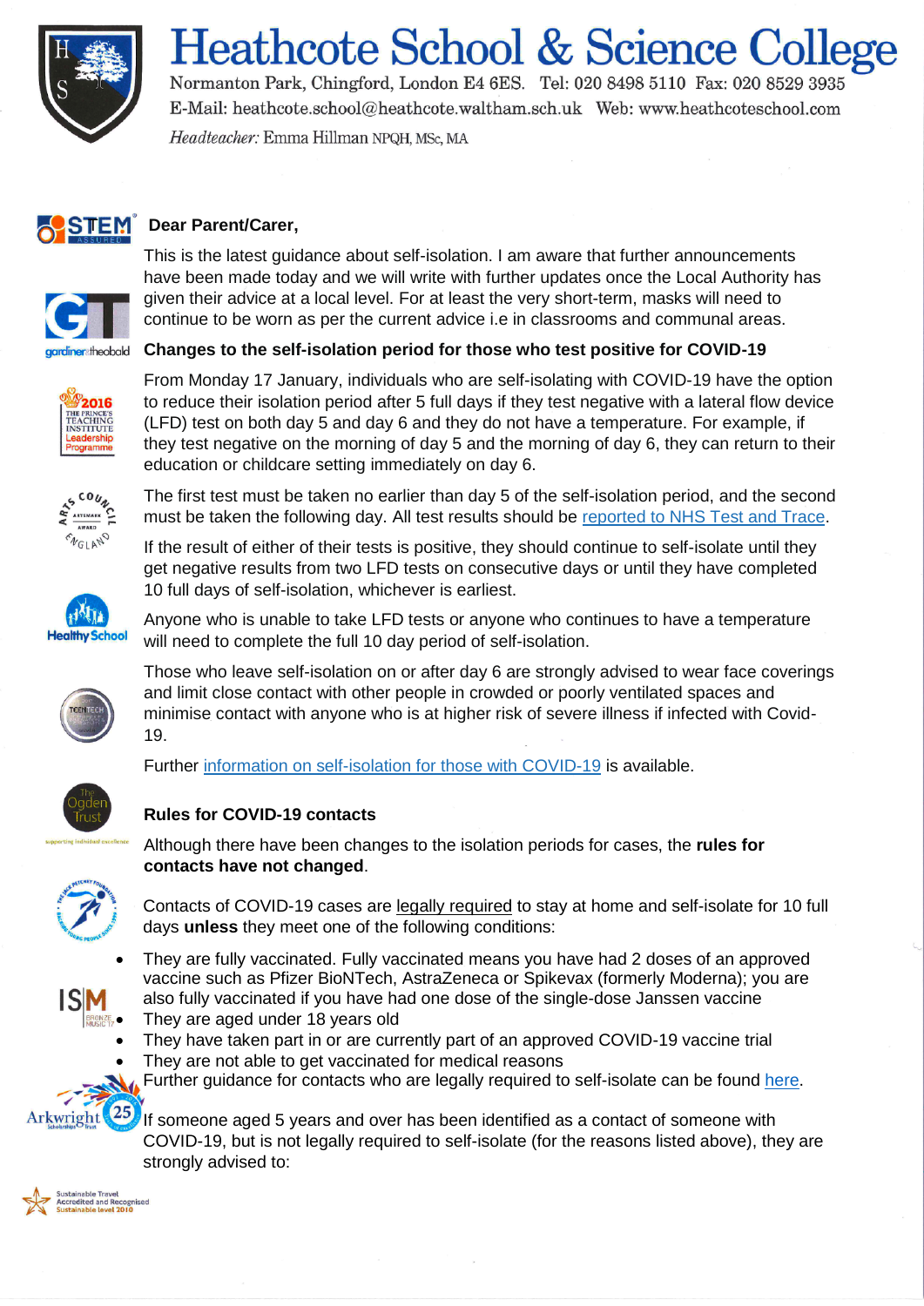# Heathcote School & Science College

Normanton Park, Chingford, London E4 6ES. Tel: 020 8498 5110 Fax: 020 8529 3935
E-Mail: heathcote.school@heathcote.waltham.sch.uk Web: www.heathcoteschool.com
*Headteacher:* Emma Hillman NPQH, MSc, MA

**Dear Parent/Carer,**

This is the latest guidance about self-isolation. I am aware that further announcements have been made today and we will write with further updates once the Local Authority has given their advice at a local level. For at least the very short-term, masks will need to continue to be worn as per the current advice i.e in classrooms and communal areas.

**Changes to the self-isolation period for those who test positive for COVID-19**

From Monday 17 January, individuals who are self-isolating with COVID-19 have the option to reduce their isolation period after 5 full days if they test negative with a lateral flow device (LFD) test on both day 5 and day 6 and they do not have a temperature. For example, if they test negative on the morning of day 5 and the morning of day 6, they can return to their education or childcare setting immediately on day 6.

The first test must be taken no earlier than day 5 of the self-isolation period, and the second must be taken the following day. All test results should be reported to NHS Test and Trace.

If the result of either of their tests is positive, they should continue to self-isolate until they get negative results from two LFD tests on consecutive days or until they have completed 10 full days of self-isolation, whichever is earliest.

Anyone who is unable to take LFD tests or anyone who continues to have a temperature will need to complete the full 10 day period of self-isolation.

Those who leave self-isolation on or after day 6 are strongly advised to wear face coverings and limit close contact with other people in crowded or poorly ventilated spaces and minimise contact with anyone who is at higher risk of severe illness if infected with Covid-19.

Further information on self-isolation for those with COVID-19 is available.

**Rules for COVID-19 contacts**

Although there have been changes to the isolation periods for cases, the **rules for contacts have not changed**.

Contacts of COVID-19 cases are legally required to stay at home and self-isolate for 10 full days **unless** they meet one of the following conditions:

- They are fully vaccinated. Fully vaccinated means you have had 2 doses of an approved vaccine such as Pfizer BioNTech, AstraZeneca or Spikevax (formerly Moderna); you are also fully vaccinated if you have had one dose of the single-dose Janssen vaccine
- They are aged under 18 years old
- They have taken part in or are currently part of an approved COVID-19 vaccine trial
- They are not able to get vaccinated for medical reasons

Further guidance for contacts who are legally required to self-isolate can be found here.

If someone aged 5 years and over has been identified as a contact of someone with COVID-19, but is not legally required to self-isolate (for the reasons listed above), they are strongly advised to: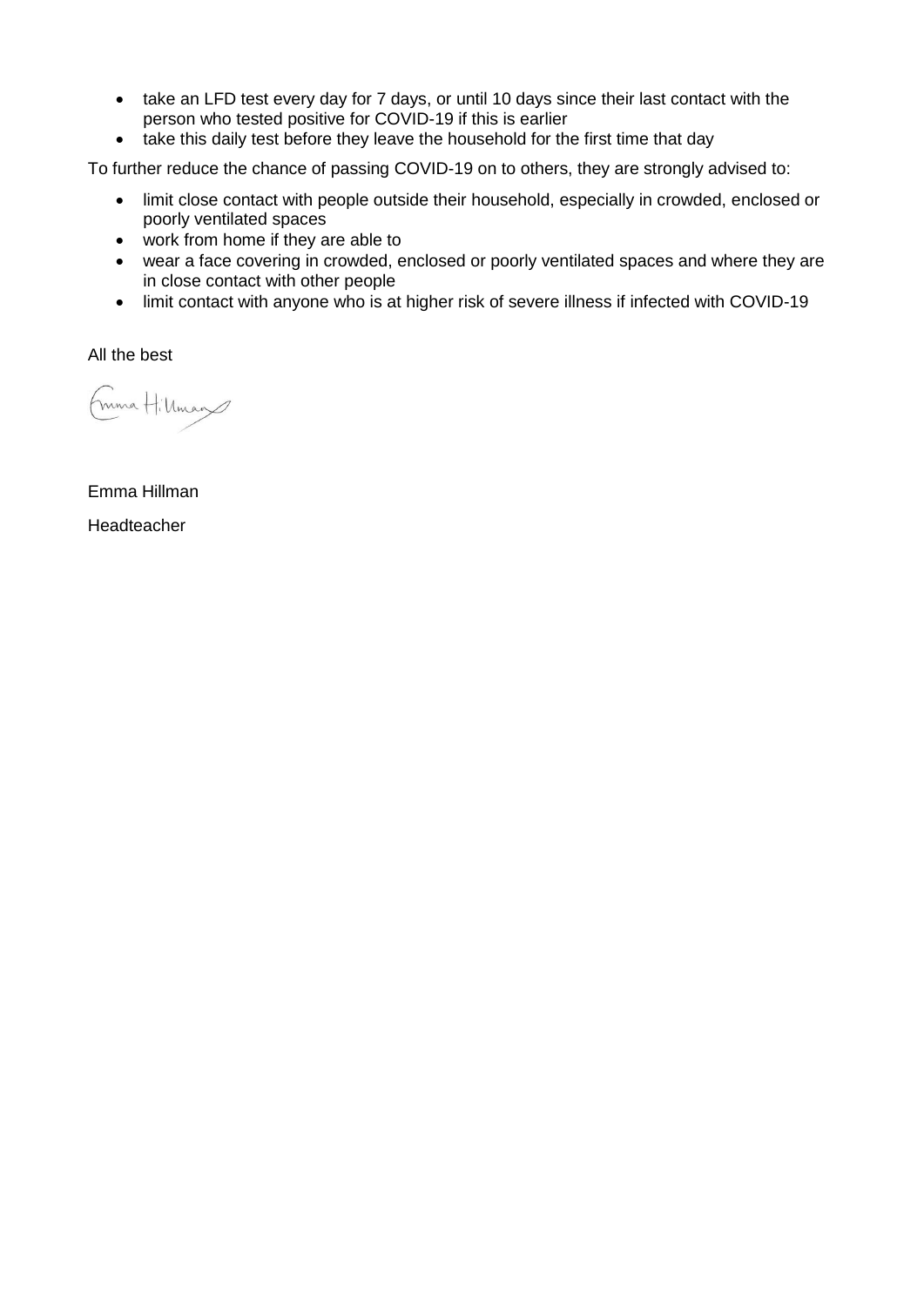- take an LFD test every day for 7 days, or until 10 days since their last contact with the person who tested positive for COVID-19 if this is earlier
- take this daily test before they leave the household for the first time that day

To further reduce the chance of passing COVID-19 on to others, they are strongly advised to:

- limit close contact with people outside their household, especially in crowded, enclosed or poorly ventilated spaces
- work from home if they are able to
- wear a face covering in crowded, enclosed or poorly ventilated spaces and where they are in close contact with other people
- limit contact with anyone who is at higher risk of severe illness if infected with COVID-19

All the best

Emma Hillman

Emma Hillman

Headteacher